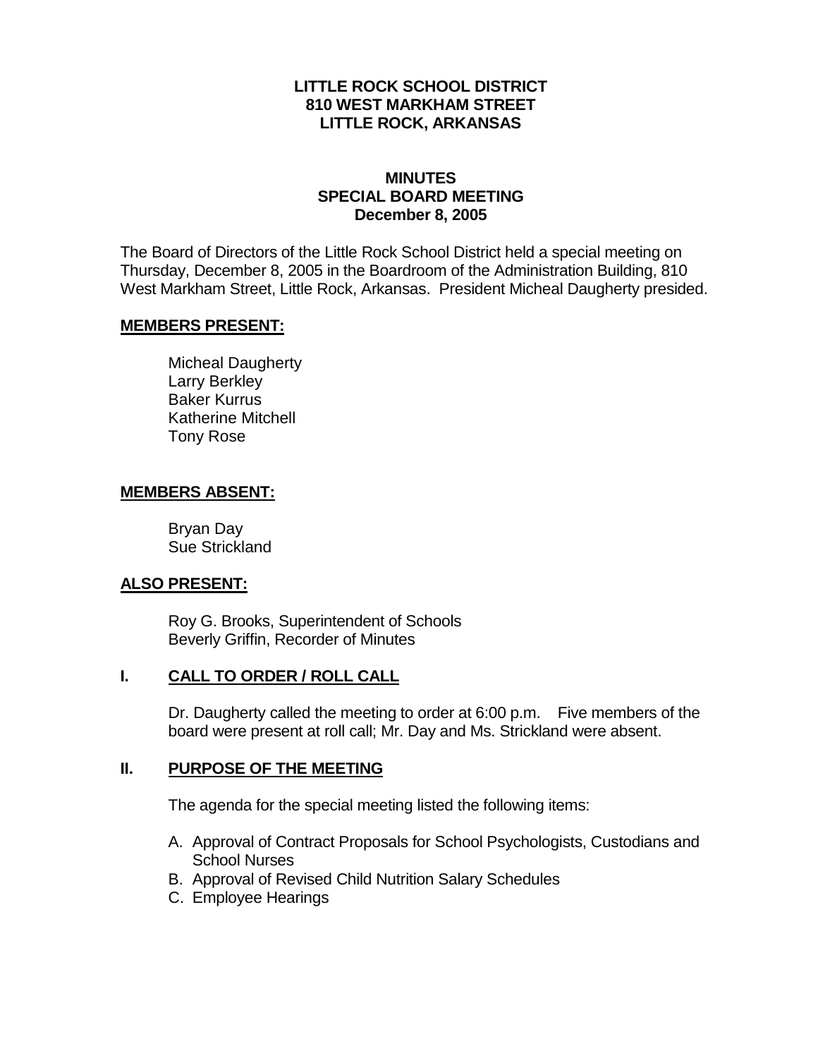**LITTLE ROCK SCHOOL DISTRICT**
**810 WEST MARKHAM STREET**
**LITTLE ROCK, ARKANSAS**

# MINUTES
## SPECIAL BOARD MEETING
**December 8, 2005**

The Board of Directors of the Little Rock School District held a special meeting on Thursday, December 8, 2005 in the Boardroom of the Administration Building, 810 West Markham Street, Little Rock, Arkansas. President Micheal Daugherty presided.

**MEMBERS PRESENT:**

Micheal Daugherty
Larry Berkley
Baker Kurrus
Katherine Mitchell
Tony Rose

**MEMBERS ABSENT:**

Bryan Day
Sue Strickland

**ALSO PRESENT:**

Roy G. Brooks, Superintendent of Schools
Beverly Griffin, Recorder of Minutes

## I. CALL TO ORDER / ROLL CALL

Dr. Daugherty called the meeting to order at 6:00 p.m. Five members of the board were present at roll call; Mr. Day and Ms. Strickland were absent.

## II. PURPOSE OF THE MEETING

The agenda for the special meeting listed the following items:

A. Approval of Contract Proposals for School Psychologists, Custodians and School Nurses
B. Approval of Revised Child Nutrition Salary Schedules
C. Employee Hearings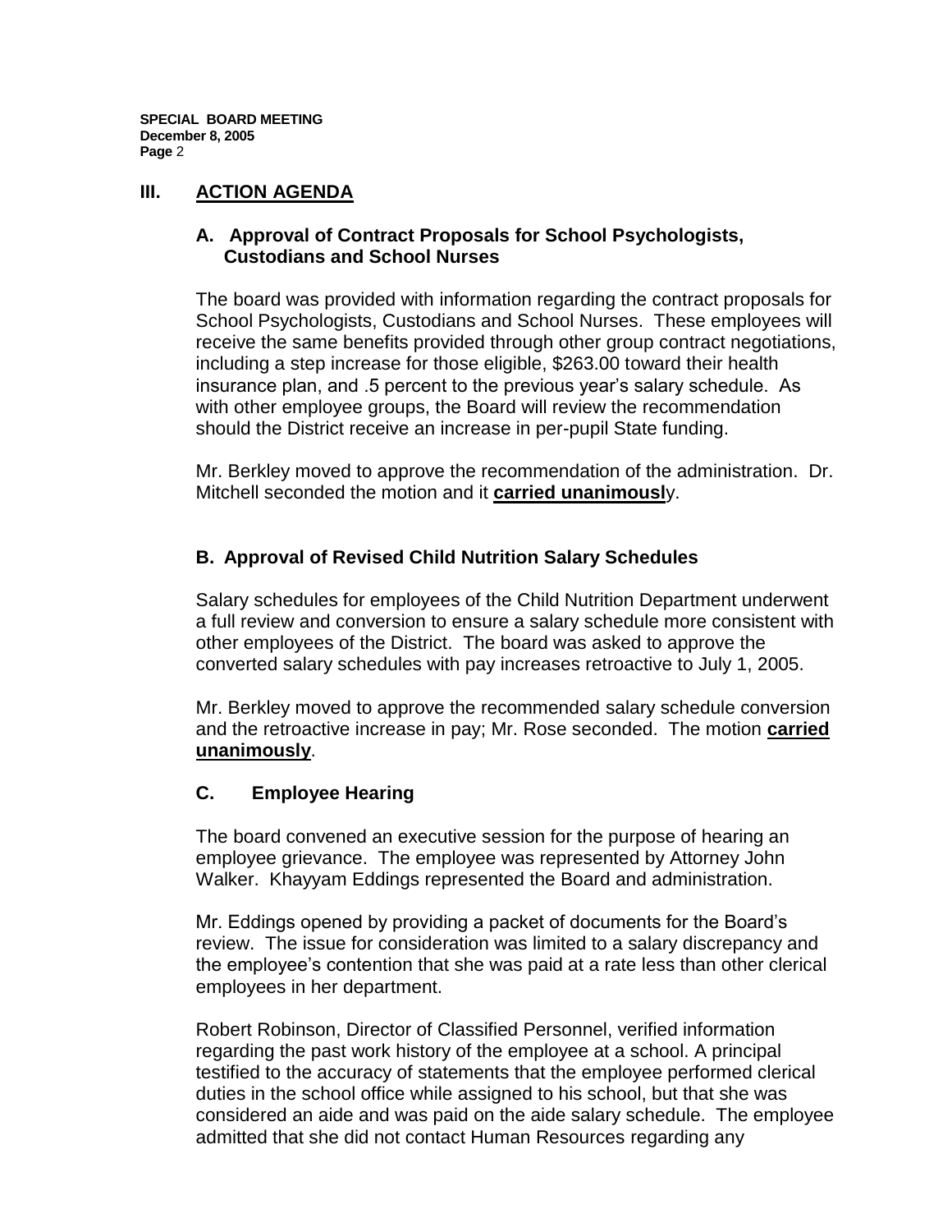## III. ACTION AGENDA

### A. Approval of Contract Proposals for School Psychologists, Custodians and School Nurses

The board was provided with information regarding the contract proposals for School Psychologists, Custodians and School Nurses. These employees will receive the same benefits provided through other group contract negotiations, including a step increase for those eligible, $263.00 toward their health insurance plan, and .5 percent to the previous year's salary schedule. As with other employee groups, the Board will review the recommendation should the District receive an increase in per-pupil State funding.

Mr. Berkley moved to approve the recommendation of the administration. Dr. Mitchell seconded the motion and it **carried unanimousl**y.

### B. Approval of Revised Child Nutrition Salary Schedules

Salary schedules for employees of the Child Nutrition Department underwent a full review and conversion to ensure a salary schedule more consistent with other employees of the District. The board was asked to approve the converted salary schedules with pay increases retroactive to July 1, 2005.

Mr. Berkley moved to approve the recommended salary schedule conversion and the retroactive increase in pay; Mr. Rose seconded. The motion **carried unanimously**.

### C. Employee Hearing

The board convened an executive session for the purpose of hearing an employee grievance. The employee was represented by Attorney John Walker. Khayyam Eddings represented the Board and administration.

Mr. Eddings opened by providing a packet of documents for the Board's review. The issue for consideration was limited to a salary discrepancy and the employee's contention that she was paid at a rate less than other clerical employees in her department.

Robert Robinson, Director of Classified Personnel, verified information regarding the past work history of the employee at a school. A principal testified to the accuracy of statements that the employee performed clerical duties in the school office while assigned to his school, but that she was considered an aide and was paid on the aide salary schedule. The employee admitted that she did not contact Human Resources regarding any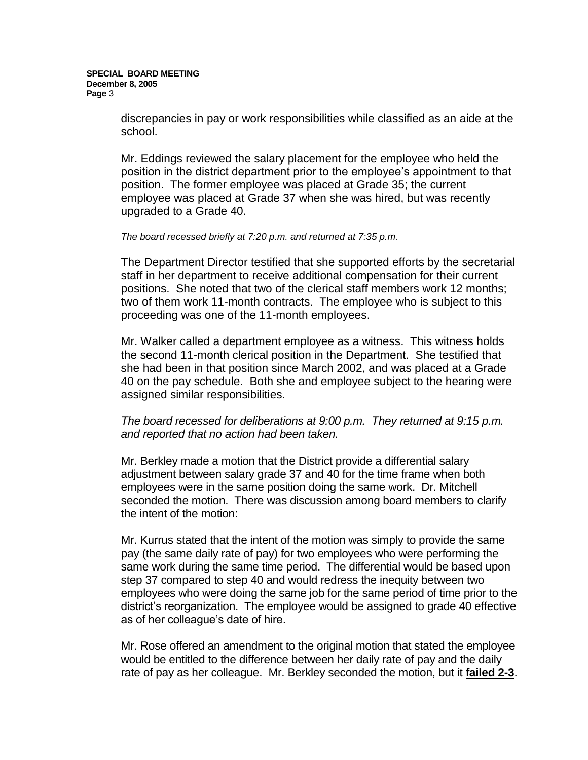discrepancies in pay or work responsibilities while classified as an aide at the school.

Mr. Eddings reviewed the salary placement for the employee who held the position in the district department prior to the employee's appointment to that position. The former employee was placed at Grade 35; the current employee was placed at Grade 37 when she was hired, but was recently upgraded to a Grade 40.

*The board recessed briefly at 7:20 p.m. and returned at 7:35 p.m.*

The Department Director testified that she supported efforts by the secretarial staff in her department to receive additional compensation for their current positions. She noted that two of the clerical staff members work 12 months; two of them work 11-month contracts. The employee who is subject to this proceeding was one of the 11-month employees.

Mr. Walker called a department employee as a witness. This witness holds the second 11-month clerical position in the Department. She testified that she had been in that position since March 2002, and was placed at a Grade 40 on the pay schedule. Both she and employee subject to the hearing were assigned similar responsibilities.

*The board recessed for deliberations at 9:00 p.m. They returned at 9:15 p.m. and reported that no action had been taken.*

Mr. Berkley made a motion that the District provide a differential salary adjustment between salary grade 37 and 40 for the time frame when both employees were in the same position doing the same work. Dr. Mitchell seconded the motion. There was discussion among board members to clarify the intent of the motion:

Mr. Kurrus stated that the intent of the motion was simply to provide the same pay (the same daily rate of pay) for two employees who were performing the same work during the same time period. The differential would be based upon step 37 compared to step 40 and would redress the inequity between two employees who were doing the same job for the same period of time prior to the district's reorganization. The employee would be assigned to grade 40 effective as of her colleague's date of hire.

Mr. Rose offered an amendment to the original motion that stated the employee would be entitled to the difference between her daily rate of pay and the daily rate of pay as her colleague. Mr. Berkley seconded the motion, but it **failed 2-3**.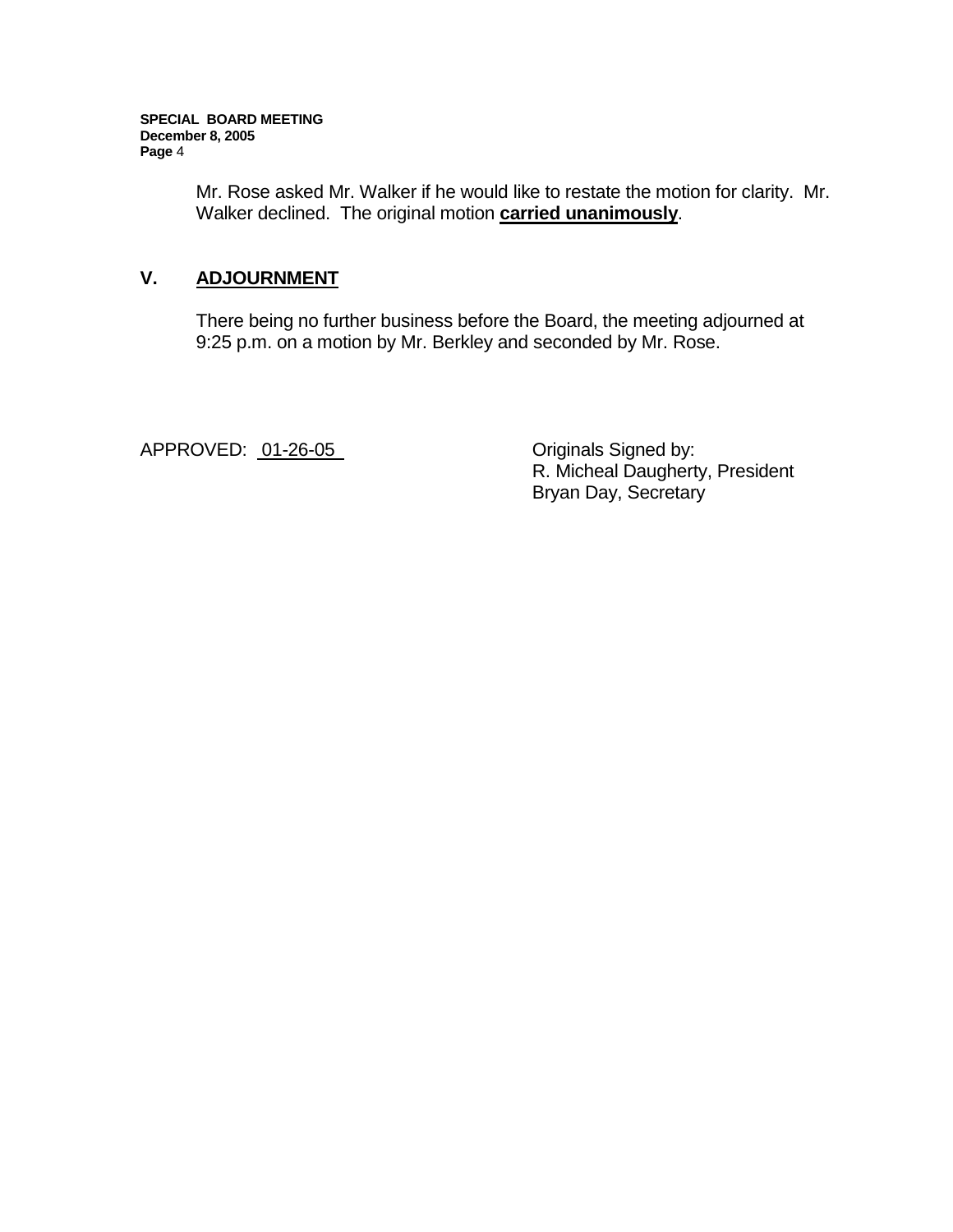Mr. Rose asked Mr. Walker if he would like to restate the motion for clarity. Mr. Walker declined. The original motion **carried unanimously**.

## V. ADJOURNMENT

There being no further business before the Board, the meeting adjourned at 9:25 p.m. on a motion by Mr. Berkley and seconded by Mr. Rose.

APPROVED: 01-26-05

Originals Signed by:
R. Micheal Daugherty, President
Bryan Day, Secretary